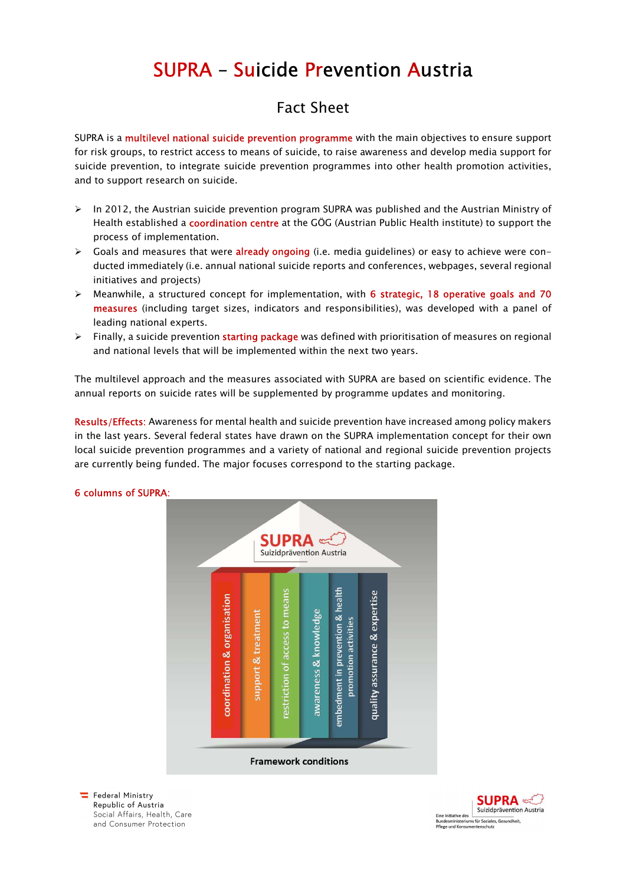# SUPRA – Suicide Prevention Austria

## Fact Sheet

SUPRA is a multilevel national suicide prevention programme with the main objectives to ensure support for risk groups, to restrict access to means of suicide, to raise awareness and develop media support for suicide prevention, to integrate suicide prevention programmes into other health promotion activities, and to support research on suicide.

- In 2012, the Austrian suicide prevention program SUPRA was published and the Austrian Ministry of Health established a coordination centre at the GÖG (Austrian Public Health institute) to support the process of implementation.
- Goals and measures that were already ongoing (i.e. media guidelines) or easy to achieve were conducted immediately (i.e. annual national suicide reports and conferences, webpages, several regional initiatives and projects)
- Meanwhile, a structured concept for implementation, with 6 strategic, 18 operative goals and 70 measures (including target sizes, indicators and responsibilities), was developed with a panel of leading national experts.
- Finally, a suicide prevention starting package was defined with prioritisation of measures on regional and national levels that will be implemented within the next two years.

The multilevel approach and the measures associated with SUPRA are based on scientific evidence. The annual reports on suicide rates will be supplemented by programme updates and monitoring.

Results/Effects: Awareness for mental health and suicide prevention have increased among policy makers in the last years. Several federal states have drawn on the SUPRA implementation concept for their own local suicide prevention programmes and a variety of national and regional suicide prevention projects are currently being funded. The major focuses correspond to the starting package.

6 columns of SUPRA:

SUPRA – Suizidprävention Austria

- coordination & organisation
- support & treatment
- restriction of access to means
- awareness & knowledge
- embedment in prevention & health promotion activities
- quality assurance & expertise

Framework conditions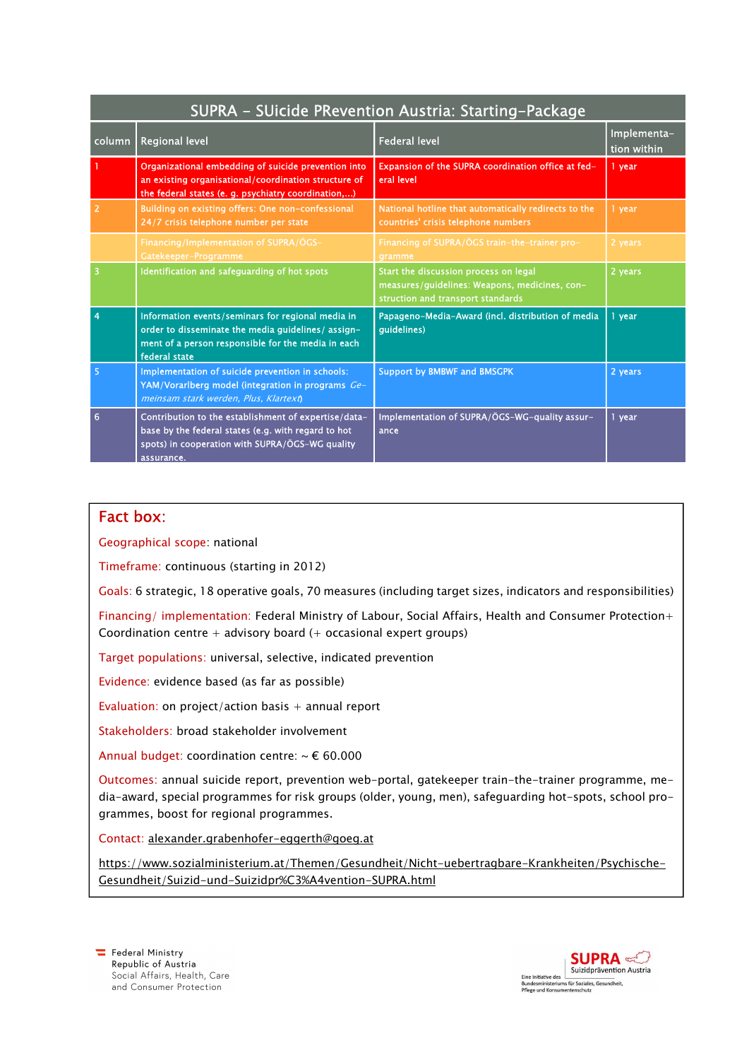| SUPRA – SUicide PRevention Austria: Starting-Package | | | |
|---|---|---|---|
| column | Regional level | Federal level | Implementation within |
| 1 | Organizational embedding of suicide prevention into an existing organisational/coordination structure of the federal states (e. g. psychiatry coordination,...) | Expansion of the SUPRA coordination office at federal level | 1 year |
| 2 | Building on existing offers: One non-confessional 24/7 crisis telephone number per state | National hotline that automatically redirects to the countries' crisis telephone numbers | 1 year |
| | Financing/Implementation of SUPRA/ÖGS-Gatekeeper-Programme | Financing of SUPRA/ÖGS train-the-trainer programme | 2 years |
| 3 | Identification and safeguarding of hot spots | Start the discussion process on legal measures/guidelines: Weapons, medicines, construction and transport standards | 2 years |
| 4 | Information events/seminars for regional media in order to disseminate the media guidelines/ assignment of a person responsible for the media in each federal state | Papageno-Media-Award (incl. distribution of media guidelines) | 1 year |
| 5 | Implementation of suicide prevention in schools: YAM/Vorarlberg model (integration in programs *Gemeinsam stark werden, Plus, Klartext*) | Support by BMBWF and BMSGPK | 2 years |
| 6 | Contribution to the establishment of expertise/database by the federal states (e.g. with regard to hot spots) in cooperation with SUPRA/ÖGS-WG quality assurance. | Implementation of SUPRA/ÖGS-WG-quality assurance | 1 year |

## Fact box:

Geographical scope: national

Timeframe: continuous (starting in 2012)

Goals: 6 strategic, 18 operative goals, 70 measures (including target sizes, indicators and responsibilities)

Financing/ implementation: Federal Ministry of Labour, Social Affairs, Health and Consumer Protection+ Coordination centre + advisory board (+ occasional expert groups)

Target populations: universal, selective, indicated prevention

Evidence: evidence based (as far as possible)

Evaluation: on project/action basis + annual report

Stakeholders: broad stakeholder involvement

Annual budget: coordination centre: ~ € 60.000

Outcomes: annual suicide report, prevention web-portal, gatekeeper train-the-trainer programme, media-award, special programmes for risk groups (older, young, men), safeguarding hot-spots, school programmes, boost for regional programmes.

Contact: alexander.grabenhofer-eggerth@goeg.at

https://www.sozialministerium.at/Themen/Gesundheit/Nicht-uebertragbare-Krankheiten/Psychische-Gesundheit/Suizid-und-Suizidpr%C3%A4vention-SUPRA.html

Federal Ministry
Republic of Austria
Social Affairs, Health, Care and Consumer Protection

SUPRA
Suizidprävention Austria
Eine Initiative des Bundesministeriums für Soziales, Gesundheit, Pflege und Konsumentenschutz